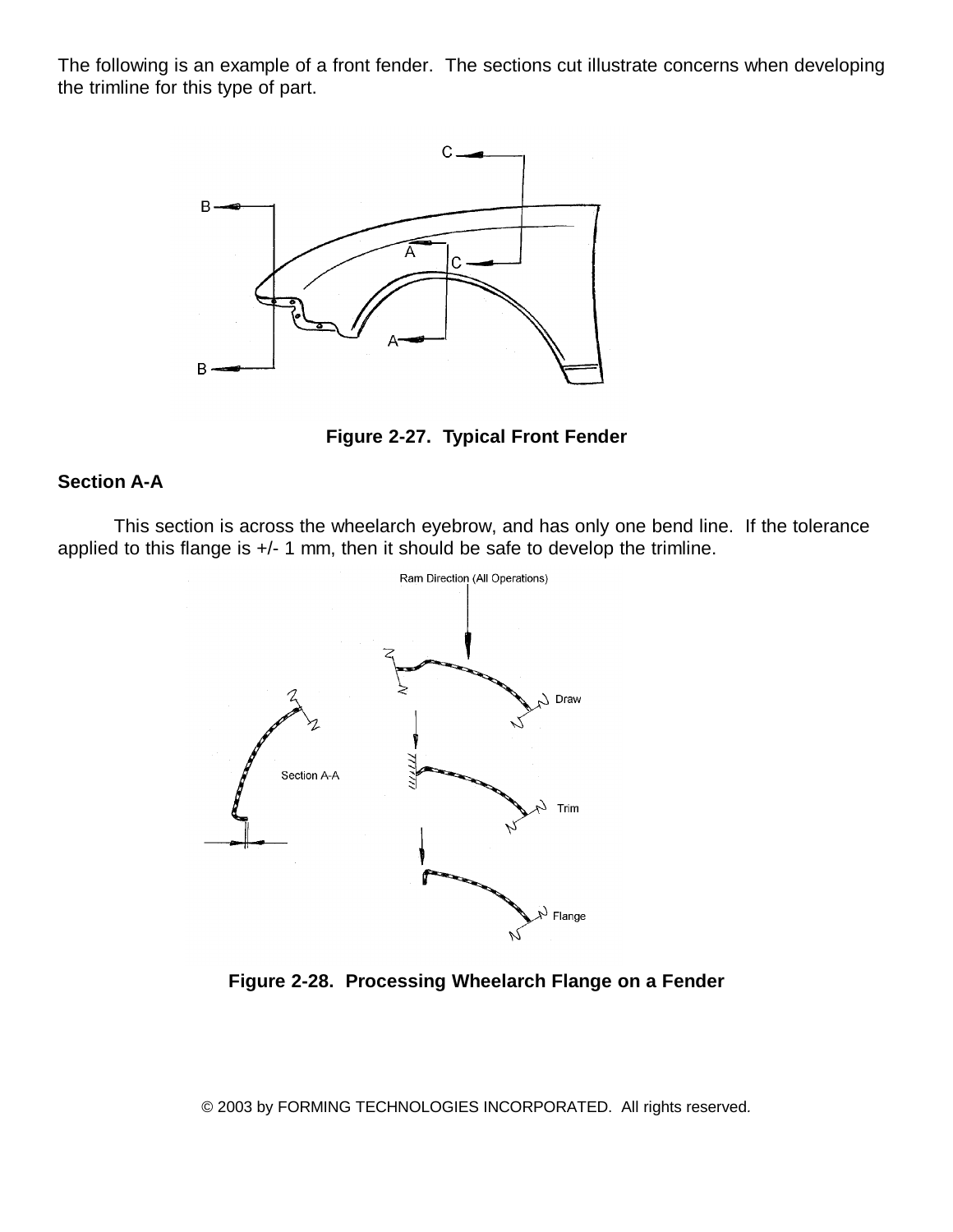The following is an example of a front fender. The sections cut illustrate concerns when developing the trimline for this type of part.

**Figure 2-27. Typical Front Fender**

**Section A-A**

This section is across the wheelarch eyebrow, and has only one bend line. If the tolerance applied to this flange is +/- 1 mm, then it should be safe to develop the trimline.

**Figure 2-28. Processing Wheelarch Flange on a Fender**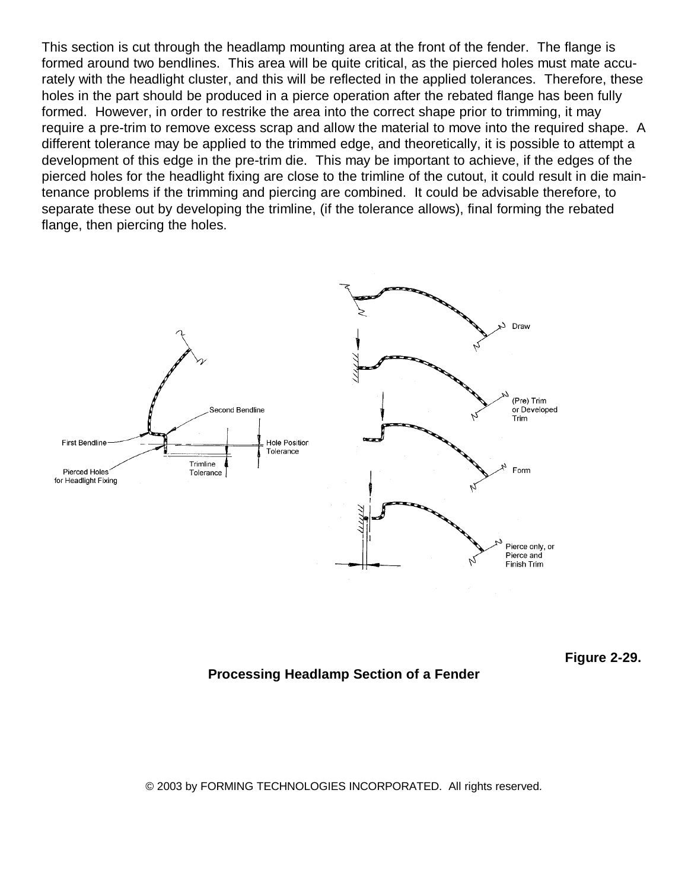This section is cut through the headlamp mounting area at the front of the fender. The flange is formed around two bendlines. This area will be quite critical, as the pierced holes must mate accurately with the headlight cluster, and this will be reflected in the applied tolerances. Therefore, these holes in the part should be produced in a pierce operation after the rebated flange has been fully formed. However, in order to restrike the area into the correct shape prior to trimming, it may require a pre-trim to remove excess scrap and allow the material to move into the required shape. A different tolerance may be applied to the trimmed edge, and theoretically, it is possible to attempt a development of this edge in the pre-trim die. This may be important to achieve, if the edges of the pierced holes for the headlight fixing are close to the trimline of the cutout, it could result in die maintenance problems if the trimming and piercing are combined. It could be advisable therefore, to separate these out by developing the trimline, (if the tolerance allows), final forming the rebated flange, then piercing the holes.

Second Bendline
First Bendline
Hole Position Tolerance
Trimline Tolerance
Pierced Holes for Headlight Fixing

Draw
(Pre) Trim or Developed Trim
Form
Pierce only, or Pierce and Finish Trim

**Figure 2-29.**
**Processing Headlamp Section of a Fender**